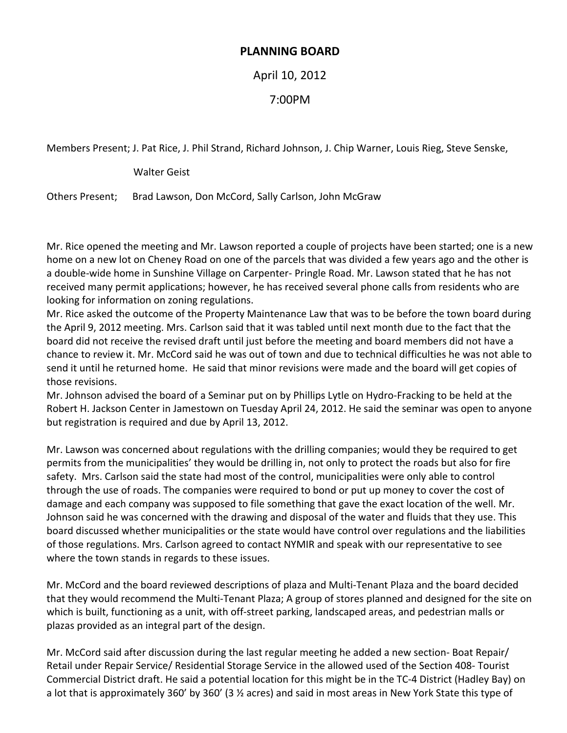**PLANNING BOARD**

April 10, 2012

7:00PM

Members Present; J. Pat Rice, J. Phil Strand, Richard Johnson, J. Chip Warner, Louis Rieg, Steve Senske, Walter Geist

Others Present; Brad Lawson, Don McCord, Sally Carlson, John McGraw

Mr. Rice opened the meeting and Mr. Lawson reported a couple of projects have been started; one is a new home on a new lot on Cheney Road on one of the parcels that was divided a few years ago and the other is a double-wide home in Sunshine Village on Carpenter- Pringle Road. Mr. Lawson stated that he has not received many permit applications; however, he has received several phone calls from residents who are looking for information on zoning regulations.

Mr. Rice asked the outcome of the Property Maintenance Law that was to be before the town board during the April 9, 2012 meeting. Mrs. Carlson said that it was tabled until next month due to the fact that the board did not receive the revised draft until just before the meeting and board members did not have a chance to review it. Mr. McCord said he was out of town and due to technical difficulties he was not able to send it until he returned home. He said that minor revisions were made and the board will get copies of those revisions.

Mr. Johnson advised the board of a Seminar put on by Phillips Lytle on Hydro-Fracking to be held at the Robert H. Jackson Center in Jamestown on Tuesday April 24, 2012. He said the seminar was open to anyone but registration is required and due by April 13, 2012.

Mr. Lawson was concerned about regulations with the drilling companies; would they be required to get permits from the municipalities' they would be drilling in, not only to protect the roads but also for fire safety. Mrs. Carlson said the state had most of the control, municipalities were only able to control through the use of roads. The companies were required to bond or put up money to cover the cost of damage and each company was supposed to file something that gave the exact location of the well. Mr. Johnson said he was concerned with the drawing and disposal of the water and fluids that they use. This board discussed whether municipalities or the state would have control over regulations and the liabilities of those regulations. Mrs. Carlson agreed to contact NYMIR and speak with our representative to see where the town stands in regards to these issues.

Mr. McCord and the board reviewed descriptions of plaza and Multi-Tenant Plaza and the board decided that they would recommend the Multi-Tenant Plaza; A group of stores planned and designed for the site on which is built, functioning as a unit, with off-street parking, landscaped areas, and pedestrian malls or plazas provided as an integral part of the design.

Mr. McCord said after discussion during the last regular meeting he added a new section- Boat Repair/ Retail under Repair Service/ Residential Storage Service in the allowed used of the Section 408- Tourist Commercial District draft. He said a potential location for this might be in the TC-4 District (Hadley Bay) on a lot that is approximately 360' by 360' (3 ½ acres) and said in most areas in New York State this type of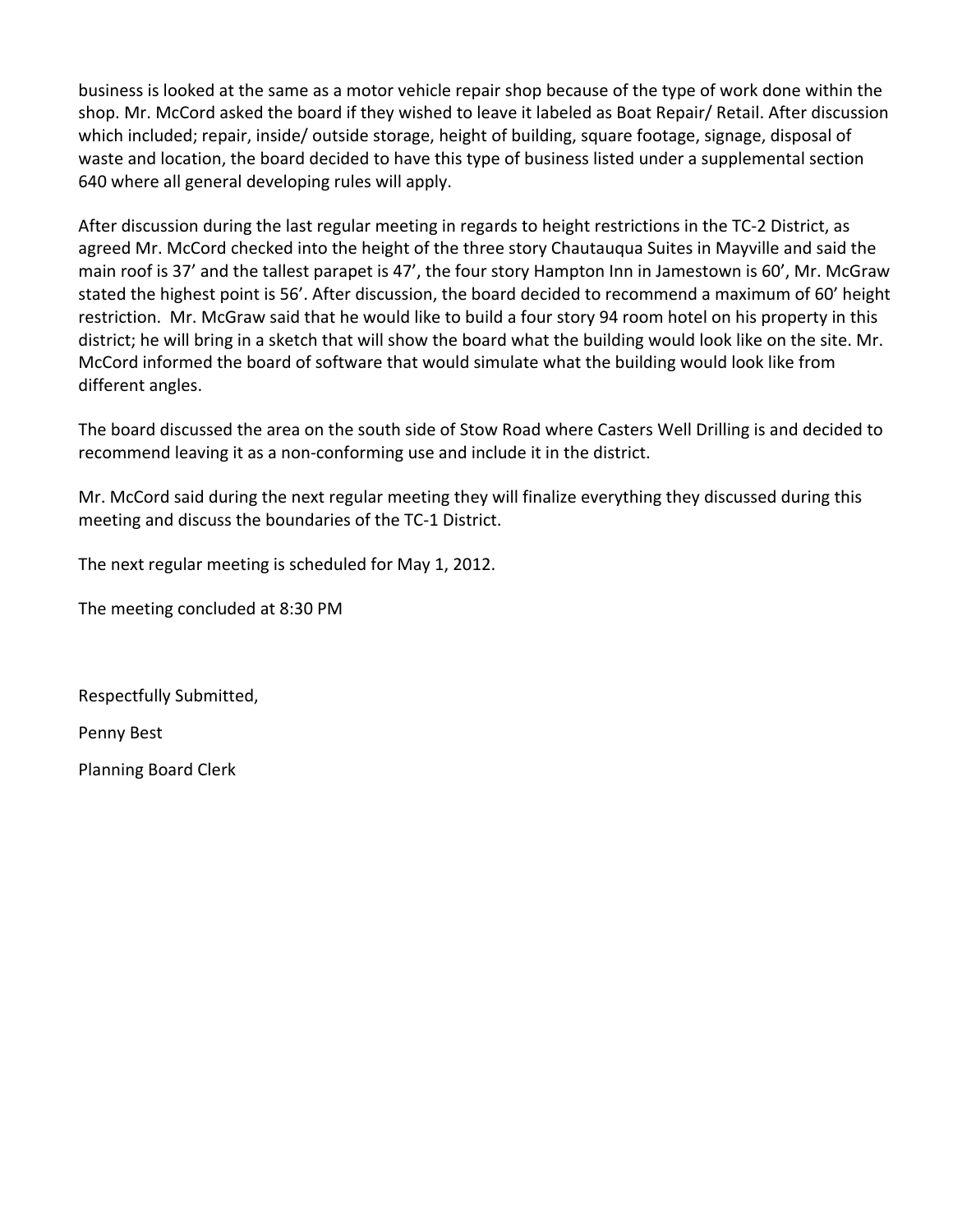business is looked at the same as a motor vehicle repair shop because of the type of work done within the shop. Mr. McCord asked the board if they wished to leave it labeled as Boat Repair/ Retail. After discussion which included; repair, inside/ outside storage, height of building, square footage, signage, disposal of waste and location, the board decided to have this type of business listed under a supplemental section 640 where all general developing rules will apply.

After discussion during the last regular meeting in regards to height restrictions in the TC-2 District, as agreed Mr. McCord checked into the height of the three story Chautauqua Suites in Mayville and said the main roof is 37' and the tallest parapet is 47', the four story Hampton Inn in Jamestown is 60', Mr. McGraw stated the highest point is 56'. After discussion, the board decided to recommend a maximum of 60' height restriction. Mr. McGraw said that he would like to build a four story 94 room hotel on his property in this district; he will bring in a sketch that will show the board what the building would look like on the site. Mr. McCord informed the board of software that would simulate what the building would look like from different angles.

The board discussed the area on the south side of Stow Road where Casters Well Drilling is and decided to recommend leaving it as a non-conforming use and include it in the district.

Mr. McCord said during the next regular meeting they will finalize everything they discussed during this meeting and discuss the boundaries of the TC-1 District.

The next regular meeting is scheduled for May 1, 2012.

The meeting concluded at 8:30 PM

Respectfully Submitted,

Penny Best

Planning Board Clerk